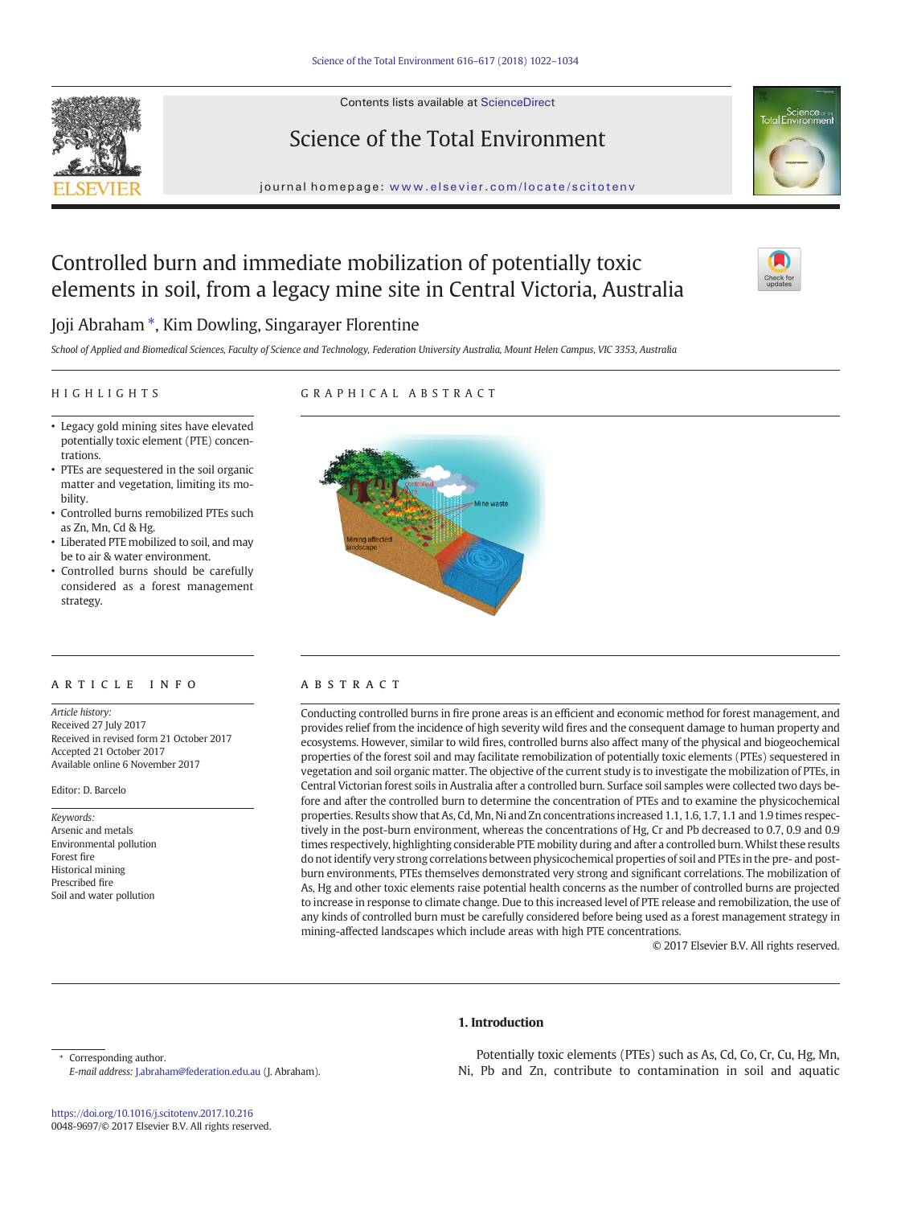# Controlled burn and immediate mobilization of potentially toxic elements in soil, from a legacy mine site in Central Victoria, Australia

Joji Abraham *, Kim Dowling, Singarayer Florentine

*School of Applied and Biomedical Sciences, Faculty of Science and Technology, Federation University Australia, Mount Helen Campus, VIC 3353, Australia*

## HIGHLIGHTS

- Legacy gold mining sites have elevated potentially toxic element (PTE) concentrations.
- PTEs are sequestered in the soil organic matter and vegetation, limiting its mobility.
- Controlled burns remobilized PTEs such as Zn, Mn, Cd & Hg.
- Liberated PTE mobilized to soil, and may be to air & water environment.
- Controlled burns should be carefully considered as a forest management strategy.

## GRAPHICAL ABSTRACT

## ARTICLE INFO

*Article history:*
Received 27 July 2017
Received in revised form 21 October 2017
Accepted 21 October 2017
Available online 6 November 2017

Editor: D. Barcelo

*Keywords:*
Arsenic and metals
Environmental pollution
Forest fire
Historical mining
Prescribed fire
Soil and water pollution

## ABSTRACT

Conducting controlled burns in fire prone areas is an efficient and economic method for forest management, and provides relief from the incidence of high severity wild fires and the consequent damage to human property and ecosystems. However, similar to wild fires, controlled burns also affect many of the physical and biogeochemical properties of the forest soil and may facilitate remobilization of potentially toxic elements (PTEs) sequestered in vegetation and soil organic matter. The objective of the current study is to investigate the mobilization of PTEs, in Central Victorian forest soils in Australia after a controlled burn. Surface soil samples were collected two days before and after the controlled burn to determine the concentration of PTEs and to examine the physicochemical properties. Results show that As, Cd, Mn, Ni and Zn concentrations increased 1.1, 1.6, 1.7, 1.1 and 1.9 times respectively in the post-burn environment, whereas the concentrations of Hg, Cr and Pb decreased to 0.7, 0.9 and 0.9 times respectively, highlighting considerable PTE mobility during and after a controlled burn. Whilst these results do not identify very strong correlations between physicochemical properties of soil and PTEs in the pre- and post-burn environments, PTEs themselves demonstrated very strong and significant correlations. The mobilization of As, Hg and other toxic elements raise potential health concerns as the number of controlled burns are projected to increase in response to climate change. Due to this increased level of PTE release and remobilization, the use of any kinds of controlled burn must be carefully considered before being used as a forest management strategy in mining-affected landscapes which include areas with high PTE concentrations.

© 2017 Elsevier B.V. All rights reserved.

## 1. Introduction

Potentially toxic elements (PTEs) such as As, Cd, Co, Cr, Cu, Hg, Mn, Ni, Pb and Zn, contribute to contamination in soil and aquatic

---

* Corresponding author.
*E-mail address:* J.abraham@federation.edu.au (J. Abraham).

https://doi.org/10.1016/j.scitotenv.2017.10.216
0048-9697/© 2017 Elsevier B.V. All rights reserved.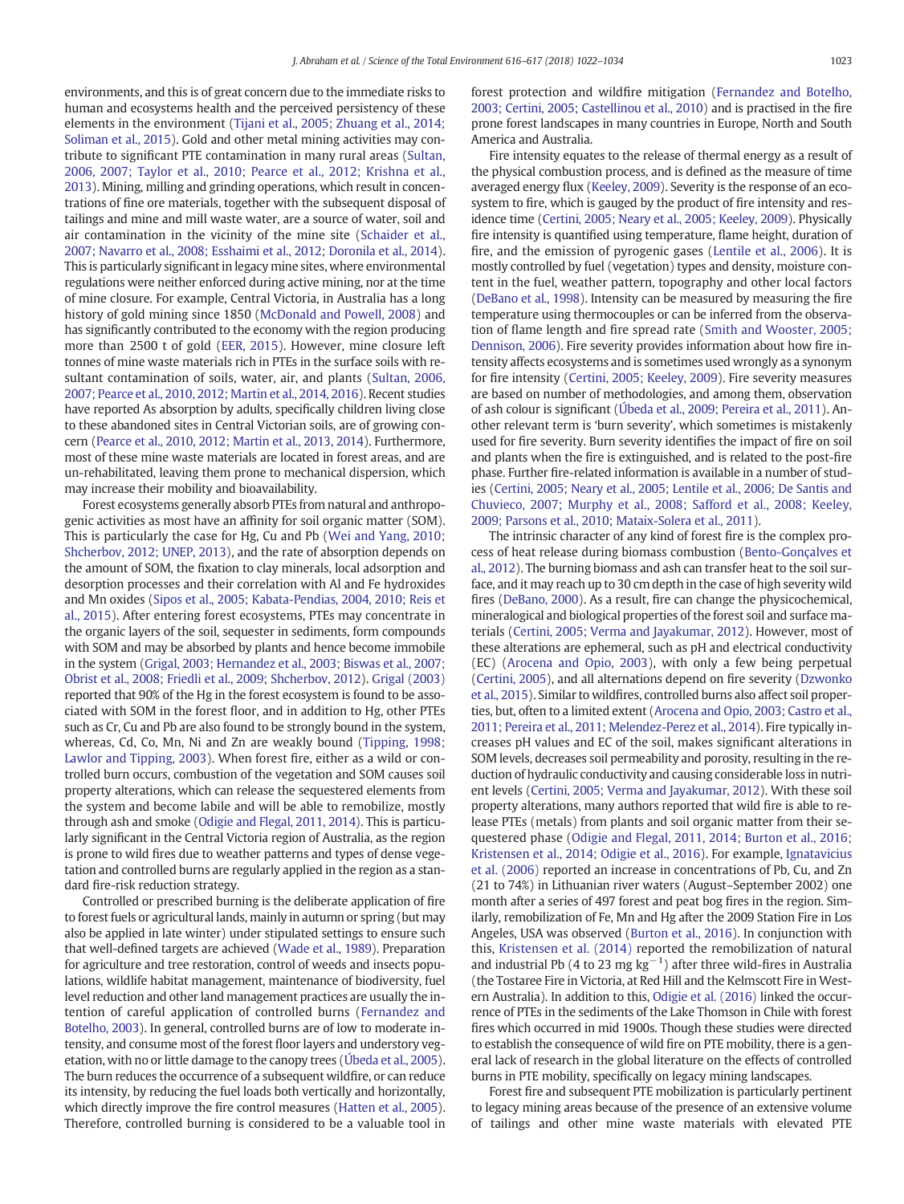environments, and this is of great concern due to the immediate risks to human and ecosystems health and the perceived persistency of these elements in the environment (Tijani et al., 2005; Zhuang et al., 2014; Soliman et al., 2015). Gold and other metal mining activities may contribute to significant PTE contamination in many rural areas (Sultan, 2006, 2007; Taylor et al., 2010; Pearce et al., 2012; Krishna et al., 2013). Mining, milling and grinding operations, which result in concentrations of fine ore materials, together with the subsequent disposal of tailings and mine and mill waste water, are a source of water, soil and air contamination in the vicinity of the mine site (Schaider et al., 2007; Navarro et al., 2008; Esshaimi et al., 2012; Doronila et al., 2014). This is particularly significant in legacy mine sites, where environmental regulations were neither enforced during active mining, nor at the time of mine closure. For example, Central Victoria, in Australia has a long history of gold mining since 1850 (McDonald and Powell, 2008) and has significantly contributed to the economy with the region producing more than 2500 t of gold (EER, 2015). However, mine closure left tonnes of mine waste materials rich in PTEs in the surface soils with resultant contamination of soils, water, air, and plants (Sultan, 2006, 2007; Pearce et al., 2010, 2012; Martin et al., 2014, 2016). Recent studies have reported As absorption by adults, specifically children living close to these abandoned sites in Central Victorian soils, are of growing concern (Pearce et al., 2010, 2012; Martin et al., 2013, 2014). Furthermore, most of these mine waste materials are located in forest areas, and are un-rehabilitated, leaving them prone to mechanical dispersion, which may increase their mobility and bioavailability.

Forest ecosystems generally absorb PTEs from natural and anthropogenic activities as most have an affinity for soil organic matter (SOM). This is particularly the case for Hg, Cu and Pb (Wei and Yang, 2010; Shcherbov, 2012; UNEP, 2013), and the rate of absorption depends on the amount of SOM, the fixation to clay minerals, local adsorption and desorption processes and their correlation with Al and Fe hydroxides and Mn oxides (Sipos et al., 2005; Kabata-Pendias, 2004, 2010; Reis et al., 2015). After entering forest ecosystems, PTEs may concentrate in the organic layers of the soil, sequester in sediments, form compounds with SOM and may be absorbed by plants and hence become immobile in the system (Grigal, 2003; Hernandez et al., 2003; Biswas et al., 2007; Obrist et al., 2008; Friedli et al., 2009; Shcherbov, 2012). Grigal (2003) reported that 90% of the Hg in the forest ecosystem is found to be associated with SOM in the forest floor, and in addition to Hg, other PTEs such as Cr, Cu and Pb are also found to be strongly bound in the system, whereas, Cd, Co, Mn, Ni and Zn are weakly bound (Tipping, 1998; Lawlor and Tipping, 2003). When forest fire, either as a wild or controlled burn occurs, combustion of the vegetation and SOM causes soil property alterations, which can release the sequestered elements from the system and become labile and will be able to remobilize, mostly through ash and smoke (Odigie and Flegal, 2011, 2014). This is particularly significant in the Central Victoria region of Australia, as the region is prone to wild fires due to weather patterns and types of dense vegetation and controlled burns are regularly applied in the region as a standard fire-risk reduction strategy.

Controlled or prescribed burning is the deliberate application of fire to forest fuels or agricultural lands, mainly in autumn or spring (but may also be applied in late winter) under stipulated settings to ensure such that well-defined targets are achieved (Wade et al., 1989). Preparation for agriculture and tree restoration, control of weeds and insects populations, wildlife habitat management, maintenance of biodiversity, fuel level reduction and other land management practices are usually the intention of careful application of controlled burns (Fernandez and Botelho, 2003). In general, controlled burns are of low to moderate intensity, and consume most of the forest floor layers and understory vegetation, with no or little damage to the canopy trees (Úbeda et al., 2005). The burn reduces the occurrence of a subsequent wildfire, or can reduce its intensity, by reducing the fuel loads both vertically and horizontally, which directly improve the fire control measures (Hatten et al., 2005). Therefore, controlled burning is considered to be a valuable tool in forest protection and wildfire mitigation (Fernandez and Botelho, 2003; Certini, 2005; Castellinou et al., 2010) and is practised in the fire prone forest landscapes in many countries in Europe, North and South America and Australia.

Fire intensity equates to the release of thermal energy as a result of the physical combustion process, and is defined as the measure of time averaged energy flux (Keeley, 2009). Severity is the response of an ecosystem to fire, which is gauged by the product of fire intensity and residence time (Certini, 2005; Neary et al., 2005; Keeley, 2009). Physically fire intensity is quantified using temperature, flame height, duration of fire, and the emission of pyrogenic gases (Lentile et al., 2006). It is mostly controlled by fuel (vegetation) types and density, moisture content in the fuel, weather pattern, topography and other local factors (DeBano et al., 1998). Intensity can be measured by measuring the fire temperature using thermocouples or can be inferred from the observation of flame length and fire spread rate (Smith and Wooster, 2005; Dennison, 2006). Fire severity provides information about how fire intensity affects ecosystems and is sometimes used wrongly as a synonym for fire intensity (Certini, 2005; Keeley, 2009). Fire severity measures are based on number of methodologies, and among them, observation of ash colour is significant (Úbeda et al., 2009; Pereira et al., 2011). Another relevant term is 'burn severity', which sometimes is mistakenly used for fire severity. Burn severity identifies the impact of fire on soil and plants when the fire is extinguished, and is related to the post-fire phase. Further fire-related information is available in a number of studies (Certini, 2005; Neary et al., 2005; Lentile et al., 2006; De Santis and Chuvieco, 2007; Murphy et al., 2008; Safford et al., 2008; Keeley, 2009; Parsons et al., 2010; Mataix-Solera et al., 2011).

The intrinsic character of any kind of forest fire is the complex process of heat release during biomass combustion (Bento-Gonçalves et al., 2012). The burning biomass and ash can transfer heat to the soil surface, and it may reach up to 30 cm depth in the case of high severity wild fires (DeBano, 2000). As a result, fire can change the physicochemical, mineralogical and biological properties of the forest soil and surface materials (Certini, 2005; Verma and Jayakumar, 2012). However, most of these alterations are ephemeral, such as pH and electrical conductivity (EC) (Arocena and Opio, 2003), with only a few being perpetual (Certini, 2005), and all alternations depend on fire severity (Dzwonko et al., 2015). Similar to wildfires, controlled burns also affect soil properties, but, often to a limited extent (Arocena and Opio, 2003; Castro et al., 2011; Pereira et al., 2011; Melendez-Perez et al., 2014). Fire typically increases pH values and EC of the soil, makes significant alterations in SOM levels, decreases soil permeability and porosity, resulting in the reduction of hydraulic conductivity and causing considerable loss in nutrient levels (Certini, 2005; Verma and Jayakumar, 2012). With these soil property alterations, many authors reported that wild fire is able to release PTEs (metals) from plants and soil organic matter from their sequestered phase (Odigie and Flegal, 2011, 2014; Burton et al., 2016; Kristensen et al., 2014; Odigie et al., 2016). For example, Ignatavicius et al. (2006) reported an increase in concentrations of Pb, Cu, and Zn (21 to 74%) in Lithuanian river waters (August–September 2002) one month after a series of 497 forest and peat bog fires in the region. Similarly, remobilization of Fe, Mn and Hg after the 2009 Station Fire in Los Angeles, USA was observed (Burton et al., 2016). In conjunction with this, Kristensen et al. (2014) reported the remobilization of natural and industrial Pb (4 to 23 mg kg$^{-1}$) after three wild-fires in Australia (the Tostaree Fire in Victoria, at Red Hill and the Kelmscott Fire in Western Australia). In addition to this, Odigie et al. (2016) linked the occurrence of PTEs in the sediments of the Lake Thomson in Chile with forest fires which occurred in mid 1900s. Though these studies were directed to establish the consequence of wild fire on PTE mobility, there is a general lack of research in the global literature on the effects of controlled burns in PTE mobility, specifically on legacy mining landscapes.

Forest fire and subsequent PTE mobilization is particularly pertinent to legacy mining areas because of the presence of an extensive volume of tailings and other mine waste materials with elevated PTE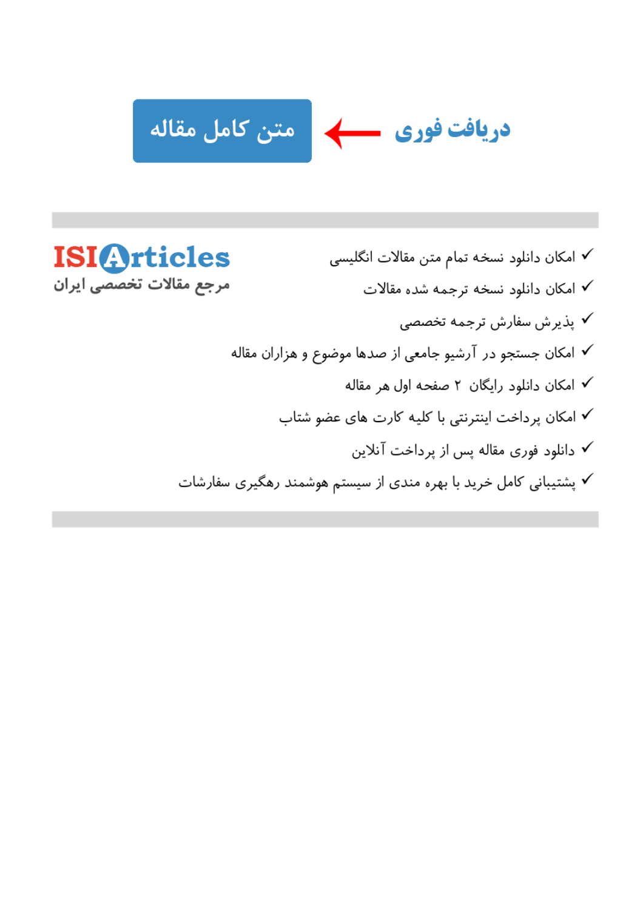دریافت فوری ← متن کامل مقاله

**ISIArticles**
مرجع مقالات تخصصی ایران

- ✓ امکان دانلود نسخه تمام متن مقالات انگلیسی
- ✓ امکان دانلود نسخه ترجمه شده مقالات
- ✓ پذیرش سفارش ترجمه تخصصی
- ✓ امکان جستجو در آرشیو جامعی از صدها موضوع و هزاران مقاله
- ✓ امکان دانلود رایگان ۲ صفحه اول هر مقاله
- ✓ امکان پرداخت اینترنتی با کلیه کارت های عضو شتاب
- ✓ دانلود فوری مقاله پس از پرداخت آنلاین
- ✓ پشتیبانی کامل خرید با بهره مندی از سیستم هوشمند رهگیری سفارشات